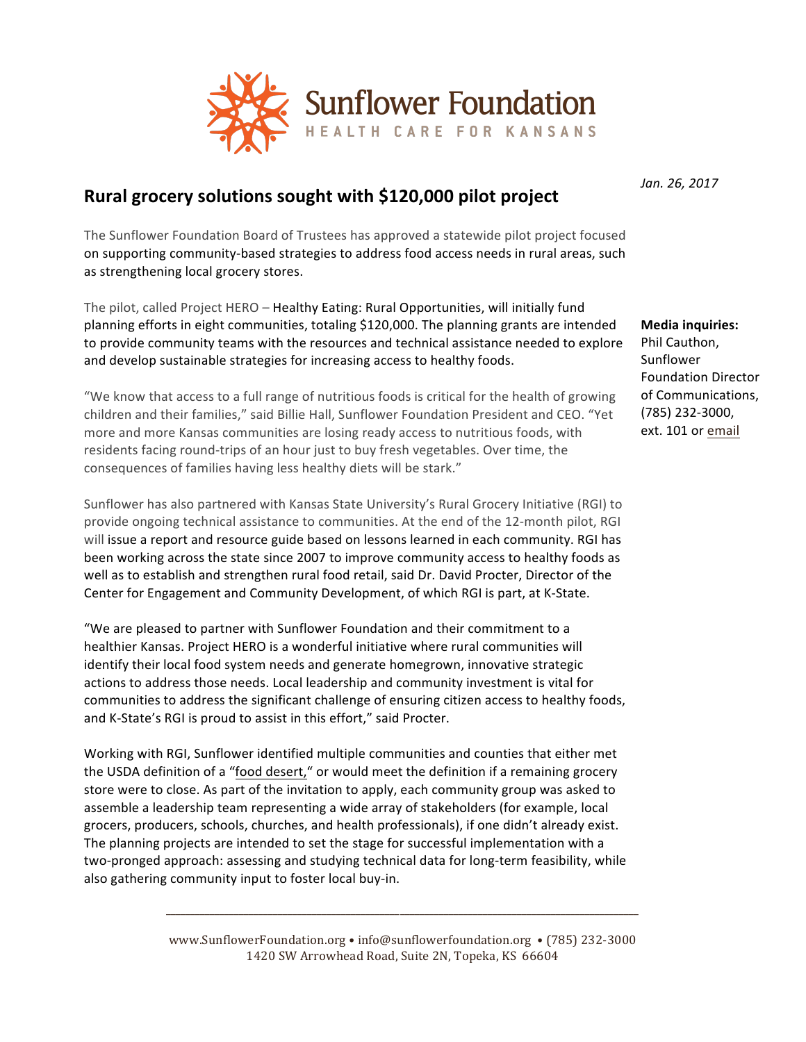Sunflower Foundation

HEALTH CARE FOR KANSANS

*Jan. 26, 2017*

## Rural grocery solutions sought with $120,000 pilot project

**Media inquiries:**
Phil Cauthon, Sunflower Foundation Director of Communications, (785) 232-3000, ext. 101 or email

The Sunflower Foundation Board of Trustees has approved a statewide pilot project focused on supporting community-based strategies to address food access needs in rural areas, such as strengthening local grocery stores.

The pilot, called Project HERO – Healthy Eating: Rural Opportunities, will initially fund planning efforts in eight communities, totaling $120,000. The planning grants are intended to provide community teams with the resources and technical assistance needed to explore and develop sustainable strategies for increasing access to healthy foods.

"We know that access to a full range of nutritious foods is critical for the health of growing children and their families," said Billie Hall, Sunflower Foundation President and CEO. "Yet more and more Kansas communities are losing ready access to nutritious foods, with residents facing round-trips of an hour just to buy fresh vegetables. Over time, the consequences of families having less healthy diets will be stark."

Sunflower has also partnered with Kansas State University's Rural Grocery Initiative (RGI) to provide ongoing technical assistance to communities. At the end of the 12-month pilot, RGI will issue a report and resource guide based on lessons learned in each community. RGI has been working across the state since 2007 to improve community access to healthy foods as well as to establish and strengthen rural food retail, said Dr. David Procter, Director of the Center for Engagement and Community Development, of which RGI is part, at K-State.

"We are pleased to partner with Sunflower Foundation and their commitment to a healthier Kansas. Project HERO is a wonderful initiative where rural communities will identify their local food system needs and generate homegrown, innovative strategic actions to address those needs. Local leadership and community investment is vital for communities to address the significant challenge of ensuring citizen access to healthy foods, and K-State's RGI is proud to assist in this effort," said Procter.

Working with RGI, Sunflower identified multiple communities and counties that either met the USDA definition of a "food desert," or would meet the definition if a remaining grocery store were to close. As part of the invitation to apply, each community group was asked to assemble a leadership team representing a wide array of stakeholders (for example, local grocers, producers, schools, churches, and health professionals), if one didn't already exist. The planning projects are intended to set the stage for successful implementation with a two-pronged approach: assessing and studying technical data for long-term feasibility, while also gathering community input to foster local buy-in.

www.SunflowerFoundation.org • info@sunflowerfoundation.org • (785) 232-3000
1420 SW Arrowhead Road, Suite 2N, Topeka, KS 66604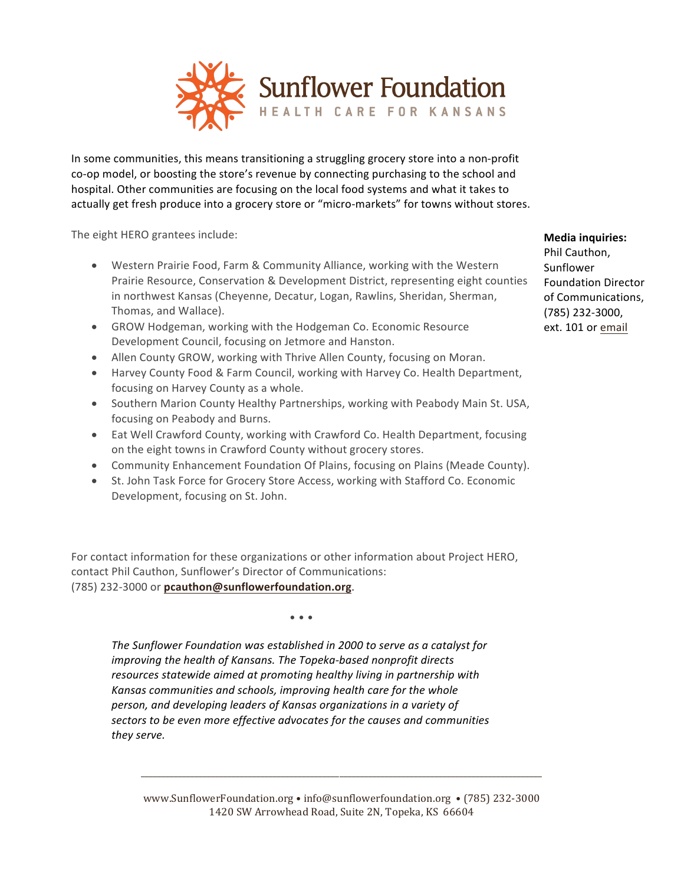In some communities, this means transitioning a struggling grocery store into a non-profit co-op model, or boosting the store's revenue by connecting purchasing to the school and hospital. Other communities are focusing on the local food systems and what it takes to actually get fresh produce into a grocery store or "micro-markets" for towns without stores.

The eight HERO grantees include:

- Western Prairie Food, Farm & Community Alliance, working with the Western Prairie Resource, Conservation & Development District, representing eight counties in northwest Kansas (Cheyenne, Decatur, Logan, Rawlins, Sheridan, Sherman, Thomas, and Wallace).
- GROW Hodgeman, working with the Hodgeman Co. Economic Resource Development Council, focusing on Jetmore and Hanston.
- Allen County GROW, working with Thrive Allen County, focusing on Moran.
- Harvey County Food & Farm Council, working with Harvey Co. Health Department, focusing on Harvey County as a whole.
- Southern Marion County Healthy Partnerships, working with Peabody Main St. USA, focusing on Peabody and Burns.
- Eat Well Crawford County, working with Crawford Co. Health Department, focusing on the eight towns in Crawford County without grocery stores.
- Community Enhancement Foundation Of Plains, focusing on Plains (Meade County).
- St. John Task Force for Grocery Store Access, working with Stafford Co. Economic Development, focusing on St. John.

**Media inquiries:**
Phil Cauthon, Sunflower Foundation Director of Communications, (785) 232-3000, ext. 101 or email

For contact information for these organizations or other information about Project HERO, contact Phil Cauthon, Sunflower's Director of Communications:
(785) 232-3000 or **pcauthon@sunflowerfoundation.org**.

• • •

*The Sunflower Foundation was established in 2000 to serve as a catalyst for improving the health of Kansans. The Topeka-based nonprofit directs resources statewide aimed at promoting healthy living in partnership with Kansas communities and schools, improving health care for the whole person, and developing leaders of Kansas organizations in a variety of sectors to be even more effective advocates for the causes and communities they serve.*

www.SunflowerFoundation.org • info@sunflowerfoundation.org • (785) 232-3000
1420 SW Arrowhead Road, Suite 2N, Topeka, KS 66604